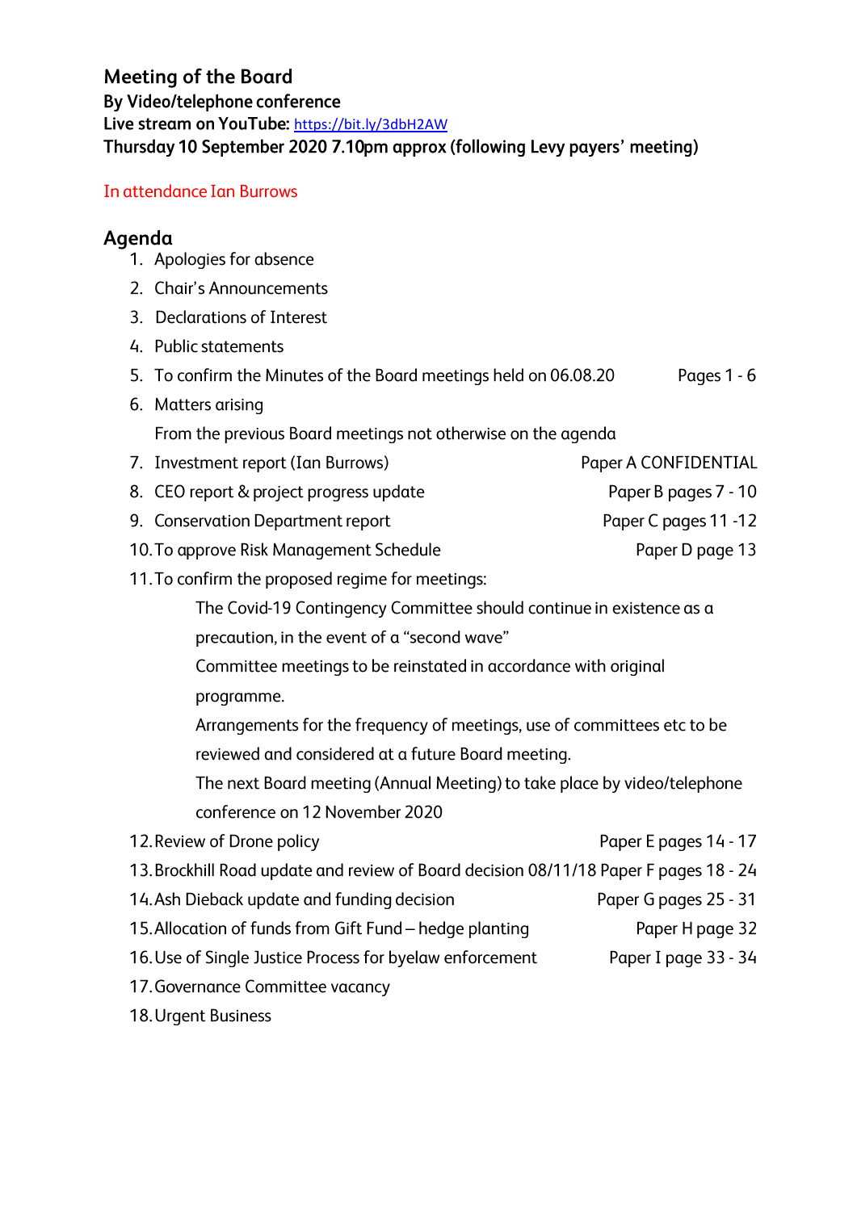# Meeting of the Board

**By Video/telephone conference**

**Live stream on YouTube:** https://bit.ly/3dbH2AW

**Thursday 10 September 2020 7.10pm approx (following Levy payers' meeting)**

In attendance Ian Burrows

## Agenda

1. Apologies for absence
2. Chair's Announcements
3. Declarations of Interest
4. Public statements
5. To confirm the Minutes of the Board meetings held on 06.08.20 — Pages 1 - 6
6. Matters arising

   From the previous Board meetings not otherwise on the agenda
7. Investment report (Ian Burrows) — Paper A CONFIDENTIAL
8. CEO report & project progress update — Paper B pages 7 - 10
9. Conservation Department report — Paper C pages 11 -12
10. To approve Risk Management Schedule — Paper D page 13
11. To confirm the proposed regime for meetings:

    The Covid-19 Contingency Committee should continue in existence as a precaution, in the event of a "second wave"

    Committee meetings to be reinstated in accordance with original programme.

    Arrangements for the frequency of meetings, use of committees etc to be reviewed and considered at a future Board meeting.

    The next Board meeting (Annual Meeting) to take place by video/telephone conference on 12 November 2020
12. Review of Drone policy — Paper E pages 14 - 17
13. Brockhill Road update and review of Board decision 08/11/18 — Paper F pages 18 - 24
14. Ash Dieback update and funding decision — Paper G pages 25 - 31
15. Allocation of funds from Gift Fund – hedge planting — Paper H page 32
16. Use of Single Justice Process for byelaw enforcement — Paper I page 33 - 34
17. Governance Committee vacancy
18. Urgent Business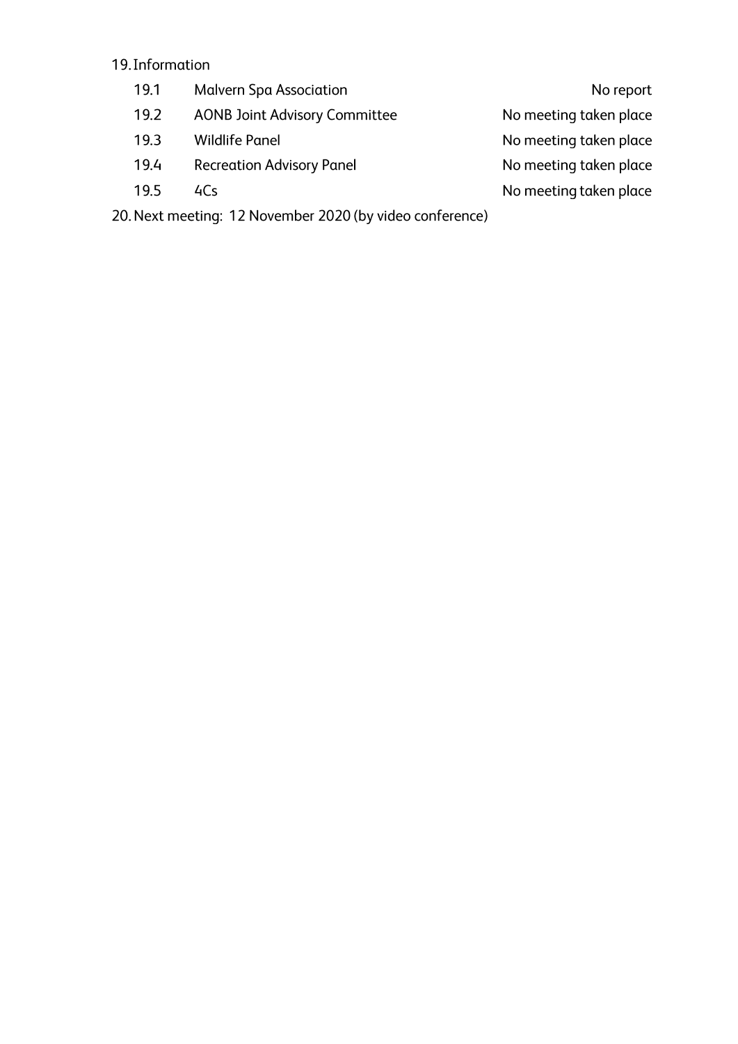19. Information

| | | |
|---|---|---|
| 19.1 | Malvern Spa Association | No report |
| 19.2 | AONB Joint Advisory Committee | No meeting taken place |
| 19.3 | Wildlife Panel | No meeting taken place |
| 19.4 | Recreation Advisory Panel | No meeting taken place |
| 19.5 | 4Cs | No meeting taken place |

20. Next meeting: 12 November 2020 (by video conference)